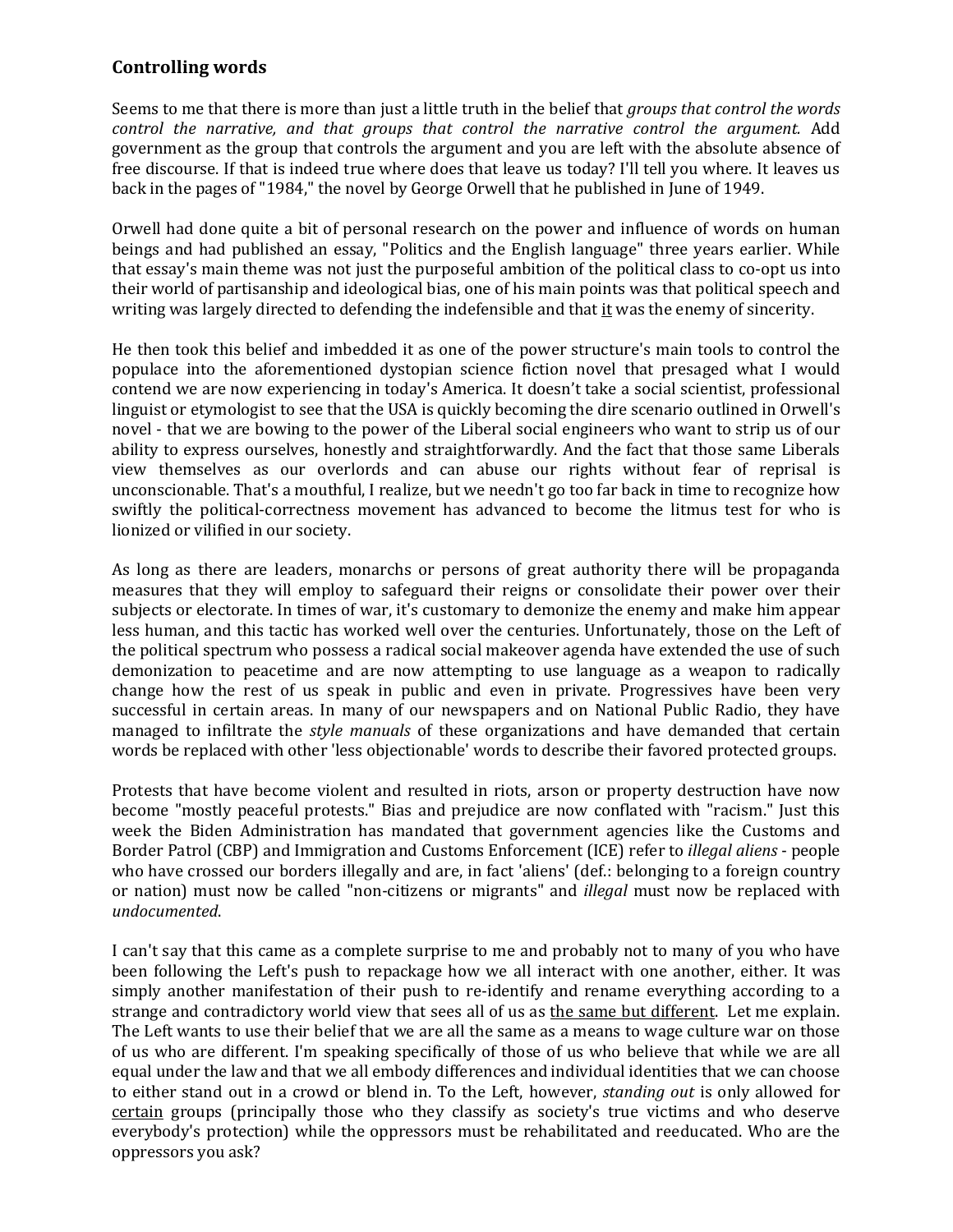## Controlling words

Seems to me that there is more than just a little truth in the belief that *groups that control the words control the narrative, and that groups that control the narrative control the argument.* Add government as the group that controls the argument and you are left with the absolute absence of free discourse. If that is indeed true where does that leave us today? I'll tell you where. It leaves us back in the pages of "1984," the novel by George Orwell that he published in June of 1949.

Orwell had done quite a bit of personal research on the power and influence of words on human beings and had published an essay, "Politics and the English language" three years earlier. While that essay's main theme was not just the purposeful ambition of the political class to co-opt us into their world of partisanship and ideological bias, one of his main points was that political speech and writing was largely directed to defending the indefensible and that <u>it</u> was the enemy of sincerity.

He then took this belief and imbedded it as one of the power structure's main tools to control the populace into the aforementioned dystopian science fiction novel that presaged what I would contend we are now experiencing in today's America. It doesn't take a social scientist, professional linguist or etymologist to see that the USA is quickly becoming the dire scenario outlined in Orwell's novel - that we are bowing to the power of the Liberal social engineers who want to strip us of our ability to express ourselves, honestly and straightforwardly. And the fact that those same Liberals view themselves as our overlords and can abuse our rights without fear of reprisal is unconscionable. That's a mouthful, I realize, but we needn't go too far back in time to recognize how swiftly the political-correctness movement has advanced to become the litmus test for who is lionized or vilified in our society.

As long as there are leaders, monarchs or persons of great authority there will be propaganda measures that they will employ to safeguard their reigns or consolidate their power over their subjects or electorate. In times of war, it's customary to demonize the enemy and make him appear less human, and this tactic has worked well over the centuries. Unfortunately, those on the Left of the political spectrum who possess a radical social makeover agenda have extended the use of such demonization to peacetime and are now attempting to use language as a weapon to radically change how the rest of us speak in public and even in private. Progressives have been very successful in certain areas. In many of our newspapers and on National Public Radio, they have managed to infiltrate the *style manuals* of these organizations and have demanded that certain words be replaced with other 'less objectionable' words to describe their favored protected groups.

Protests that have become violent and resulted in riots, arson or property destruction have now become "mostly peaceful protests." Bias and prejudice are now conflated with "racism." Just this week the Biden Administration has mandated that government agencies like the Customs and Border Patrol (CBP) and Immigration and Customs Enforcement (ICE) refer to *illegal aliens* - people who have crossed our borders illegally and are, in fact 'aliens' (def.: belonging to a foreign country or nation) must now be called "non-citizens or migrants" and *illegal* must now be replaced with *undocumented*.

I can't say that this came as a complete surprise to me and probably not to many of you who have been following the Left's push to repackage how we all interact with one another, either. It was simply another manifestation of their push to re-identify and rename everything according to a strange and contradictory world view that sees all of us as <u>the same but different</u>. Let me explain. The Left wants to use their belief that we are all the same as a means to wage culture war on those of us who are different. I'm speaking specifically of those of us who believe that while we are all equal under the law and that we all embody differences and individual identities that we can choose to either stand out in a crowd or blend in. To the Left, however, *standing out* is only allowed for <u>certain</u> groups (principally those who they classify as society's true victims and who deserve everybody's protection) while the oppressors must be rehabilitated and reeducated. Who are the oppressors you ask?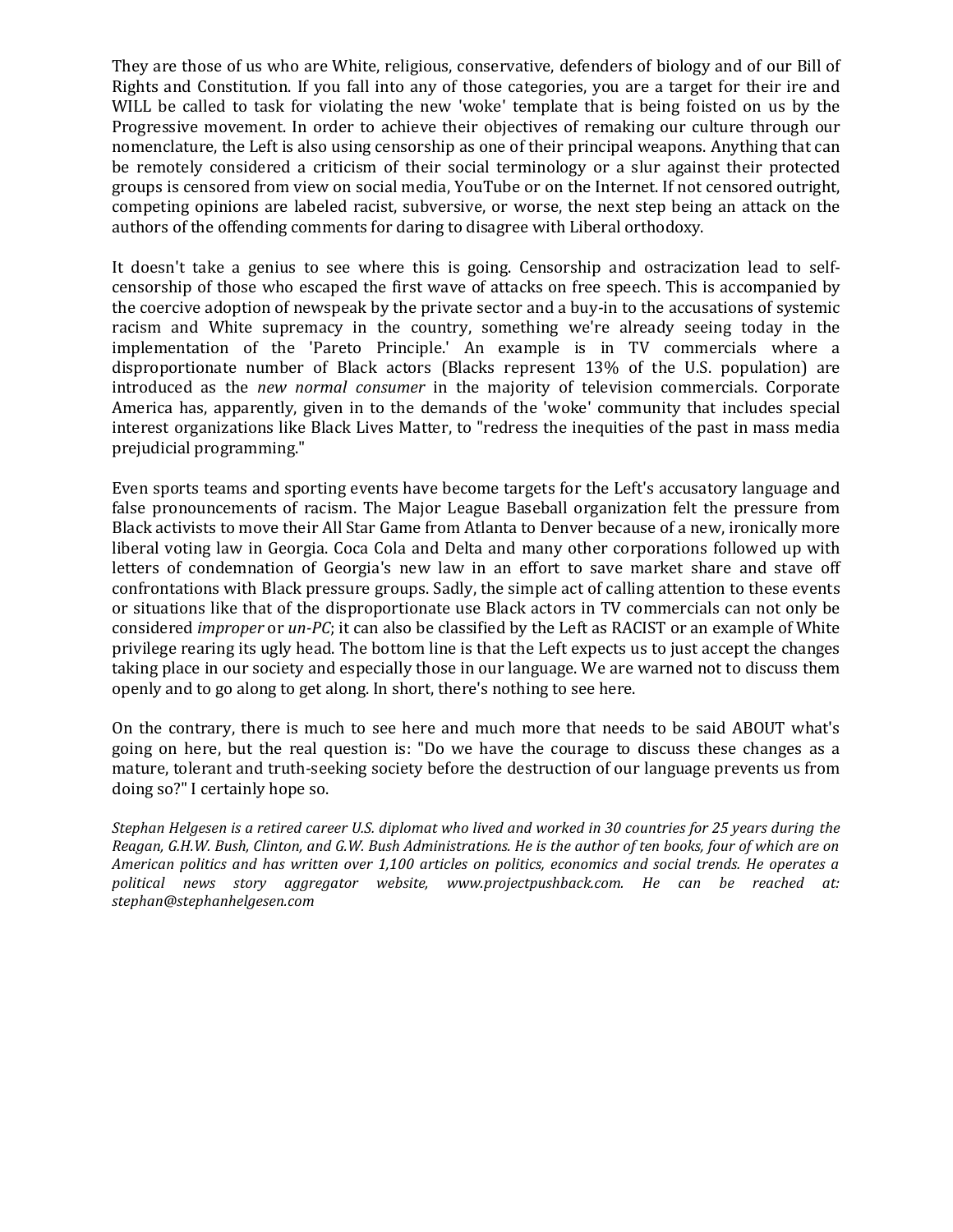They are those of us who are White, religious, conservative, defenders of biology and of our Bill of Rights and Constitution. If you fall into any of those categories, you are a target for their ire and WILL be called to task for violating the new 'woke' template that is being foisted on us by the Progressive movement. In order to achieve their objectives of remaking our culture through our nomenclature, the Left is also using censorship as one of their principal weapons. Anything that can be remotely considered a criticism of their social terminology or a slur against their protected groups is censored from view on social media, YouTube or on the Internet. If not censored outright, competing opinions are labeled racist, subversive, or worse, the next step being an attack on the authors of the offending comments for daring to disagree with Liberal orthodoxy.

It doesn't take a genius to see where this is going. Censorship and ostracization lead to self-censorship of those who escaped the first wave of attacks on free speech. This is accompanied by the coercive adoption of newspeak by the private sector and a buy-in to the accusations of systemic racism and White supremacy in the country, something we're already seeing today in the implementation of the 'Pareto Principle.' An example is in TV commercials where a disproportionate number of Black actors (Blacks represent 13% of the U.S. population) are introduced as the *new normal consumer* in the majority of television commercials. Corporate America has, apparently, given in to the demands of the 'woke' community that includes special interest organizations like Black Lives Matter, to "redress the inequities of the past in mass media prejudicial programming."

Even sports teams and sporting events have become targets for the Left's accusatory language and false pronouncements of racism. The Major League Baseball organization felt the pressure from Black activists to move their All Star Game from Atlanta to Denver because of a new, ironically more liberal voting law in Georgia. Coca Cola and Delta and many other corporations followed up with letters of condemnation of Georgia's new law in an effort to save market share and stave off confrontations with Black pressure groups. Sadly, the simple act of calling attention to these events or situations like that of the disproportionate use Black actors in TV commercials can not only be considered *improper* or *un-PC*; it can also be classified by the Left as RACIST or an example of White privilege rearing its ugly head. The bottom line is that the Left expects us to just accept the changes taking place in our society and especially those in our language. We are warned not to discuss them openly and to go along to get along. In short, there's nothing to see here.

On the contrary, there is much to see here and much more that needs to be said ABOUT what's going on here, but the real question is: "Do we have the courage to discuss these changes as a mature, tolerant and truth-seeking society before the destruction of our language prevents us from doing so?" I certainly hope so.

*Stephan Helgesen is a retired career U.S. diplomat who lived and worked in 30 countries for 25 years during the Reagan, G.H.W. Bush, Clinton, and G.W. Bush Administrations. He is the author of ten books, four of which are on American politics and has written over 1,100 articles on politics, economics and social trends. He operates a political news story aggregator website, www.projectpushback.com. He can be reached at: stephan@stephanhelgesen.com*